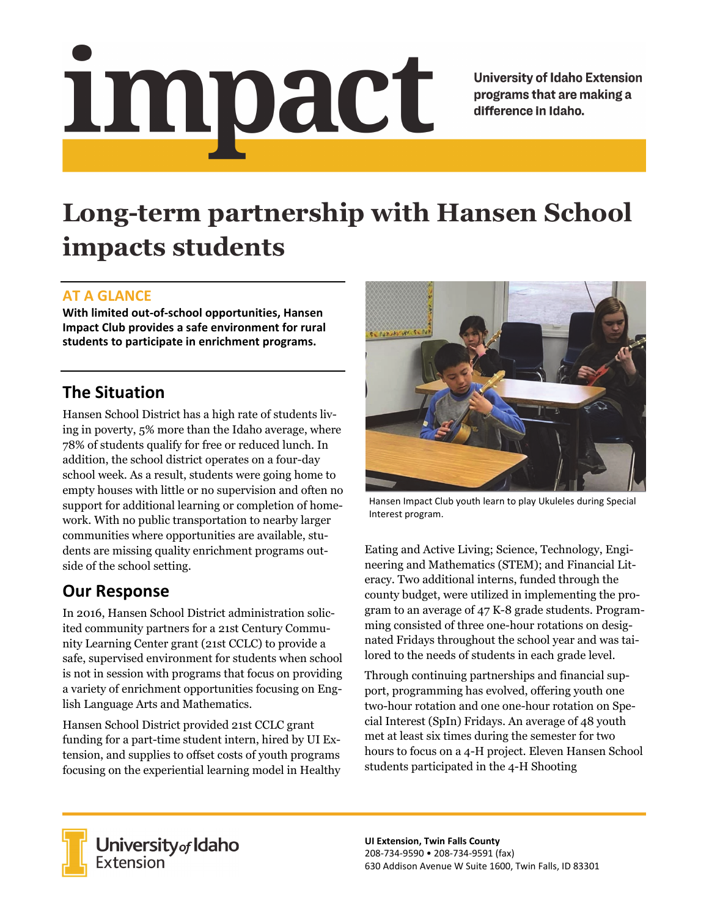# impact

University of Idaho Extension programs that are making a difference in Idaho.

# Long-term partnership with Hansen School impacts students

## AT A GLANCE

**With limited out-of-school opportunities, Hansen Impact Club provides a safe environment for rural students to participate in enrichment programs.**

## The Situation

Hansen School District has a high rate of students living in poverty, 5% more than the Idaho average, where 78% of students qualify for free or reduced lunch. In addition, the school district operates on a four-day school week. As a result, students were going home to empty houses with little or no supervision and often no support for additional learning or completion of homework. With no public transportation to nearby larger communities where opportunities are available, students are missing quality enrichment programs outside of the school setting.

## Our Response

In 2016, Hansen School District administration solicited community partners for a 21st Century Community Learning Center grant (21st CCLC) to provide a safe, supervised environment for students when school is not in session with programs that focus on providing a variety of enrichment opportunities focusing on English Language Arts and Mathematics.

Hansen School District provided 21st CCLC grant funding for a part-time student intern, hired by UI Extension, and supplies to offset costs of youth programs focusing on the experiential learning model in Healthy Eating and Active Living; Science, Technology, Engineering and Mathematics (STEM); and Financial Literacy. Two additional interns, funded through the county budget, were utilized in implementing the program to an average of 47 K-8 grade students. Programming consisted of three one-hour rotations on designated Fridays throughout the school year and was tailored to the needs of students in each grade level.

Hansen Impact Club youth learn to play Ukuleles during Special Interest program.

Through continuing partnerships and financial support, programming has evolved, offering youth one two-hour rotation and one one-hour rotation on Special Interest (SpIn) Fridays. An average of 48 youth met at least six times during the semester for two hours to focus on a 4-H project. Eleven Hansen School students participated in the 4-H Shooting

University of Idaho Extension

**UI Extension, Twin Falls County**
208-734-9590 • 208-734-9591 (fax)
630 Addison Avenue W Suite 1600, Twin Falls, ID 83301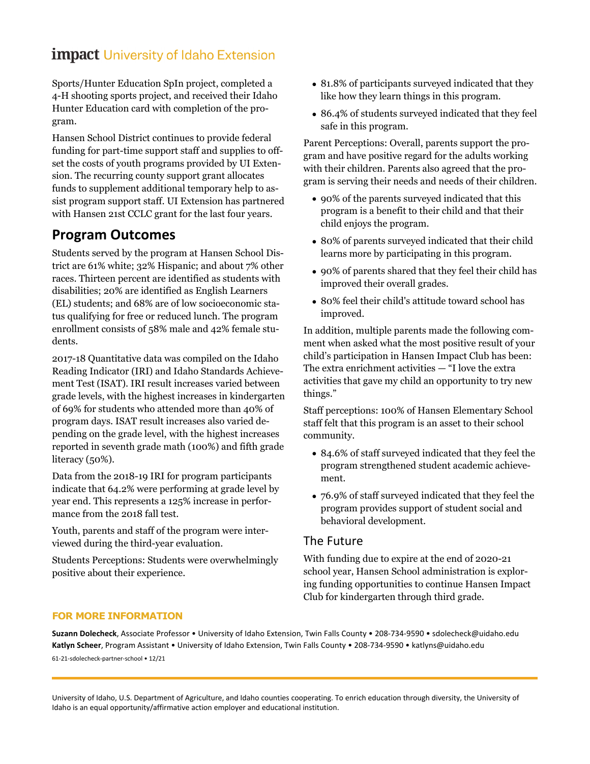Sports/Hunter Education SpIn project, completed a 4-H shooting sports project, and received their Idaho Hunter Education card with completion of the program.

Hansen School District continues to provide federal funding for part-time support staff and supplies to offset the costs of youth programs provided by UI Extension. The recurring county support grant allocates funds to supplement additional temporary help to assist program support staff. UI Extension has partnered with Hansen 21st CCLC grant for the last four years.

## Program Outcomes

Students served by the program at Hansen School District are 61% white; 32% Hispanic; and about 7% other races. Thirteen percent are identified as students with disabilities; 20% are identified as English Learners (EL) students; and 68% are of low socioeconomic status qualifying for free or reduced lunch. The program enrollment consists of 58% male and 42% female students.

2017-18 Quantitative data was compiled on the Idaho Reading Indicator (IRI) and Idaho Standards Achievement Test (ISAT). IRI result increases varied between grade levels, with the highest increases in kindergarten of 69% for students who attended more than 40% of program days. ISAT result increases also varied depending on the grade level, with the highest increases reported in seventh grade math (100%) and fifth grade literacy (50%).

Data from the 2018-19 IRI for program participants indicate that 64.2% were performing at grade level by year end. This represents a 125% increase in performance from the 2018 fall test.

Youth, parents and staff of the program were interviewed during the third-year evaluation.

Students Perceptions: Students were overwhelmingly positive about their experience.

- 81.8% of participants surveyed indicated that they like how they learn things in this program.
- 86.4% of students surveyed indicated that they feel safe in this program.

Parent Perceptions: Overall, parents support the program and have positive regard for the adults working with their children. Parents also agreed that the program is serving their needs and needs of their children.

- 90% of the parents surveyed indicated that this program is a benefit to their child and that their child enjoys the program.
- 80% of parents surveyed indicated that their child learns more by participating in this program.
- 90% of parents shared that they feel their child has improved their overall grades.
- 80% feel their child's attitude toward school has improved.

In addition, multiple parents made the following comment when asked what the most positive result of your child's participation in Hansen Impact Club has been: The extra enrichment activities — "I love the extra activities that gave my child an opportunity to try new things."

Staff perceptions: 100% of Hansen Elementary School staff felt that this program is an asset to their school community.

- 84.6% of staff surveyed indicated that they feel the program strengthened student academic achievement.
- 76.9% of staff surveyed indicated that they feel the program provides support of student social and behavioral development.

### The Future

With funding due to expire at the end of 2020-21 school year, Hansen School administration is exploring funding opportunities to continue Hansen Impact Club for kindergarten through third grade.

#### FOR MORE INFORMATION

**Suzann Dolecheck**, Associate Professor • University of Idaho Extension, Twin Falls County • 208-734-9590 • sdolecheck@uidaho.edu
**Katlyn Scheer**, Program Assistant • University of Idaho Extension, Twin Falls County • 208-734-9590 • katlyns@uidaho.edu

61-21-sdolecheck-partner-school • 12/21

University of Idaho, U.S. Department of Agriculture, and Idaho counties cooperating. To enrich education through diversity, the University of Idaho is an equal opportunity/affirmative action employer and educational institution.